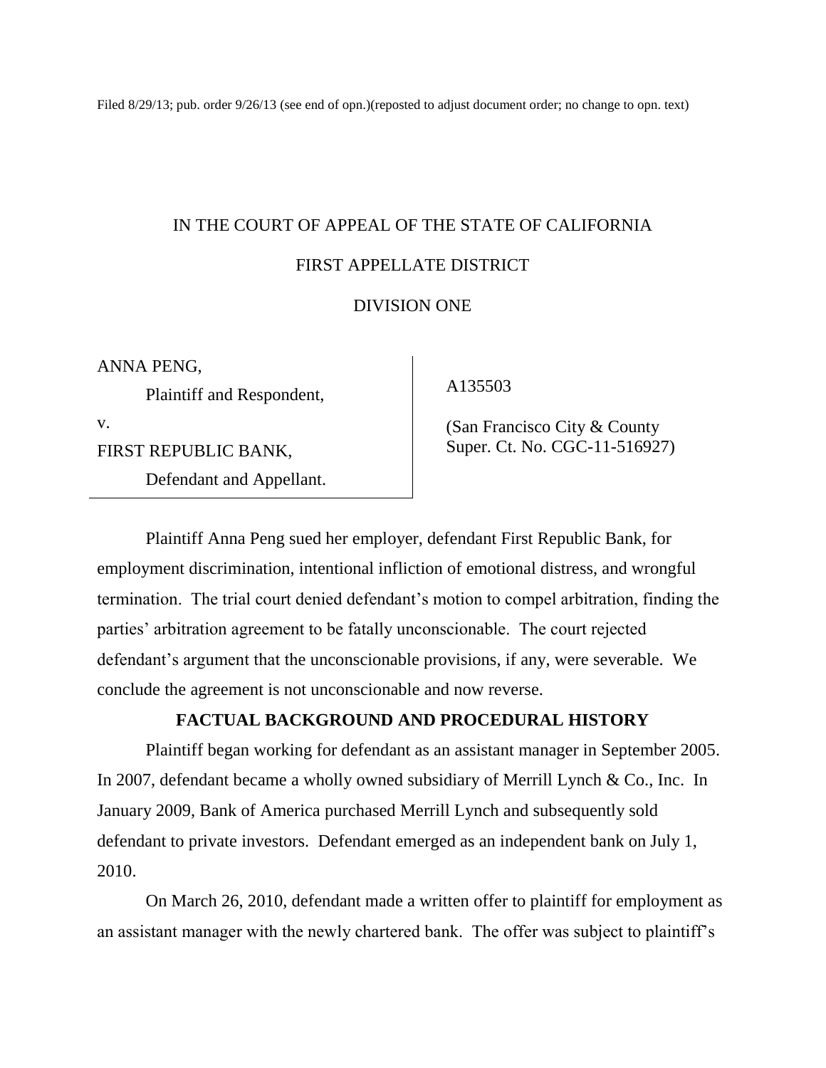Filed 8/29/13; pub. order 9/26/13 (see end of opn.)(reposted to adjust document order; no change to opn. text)

IN THE COURT OF APPEAL OF THE STATE OF CALIFORNIA

FIRST APPELLATE DISTRICT

DIVISION ONE

| | |
|---|---|
| ANNA PENG,<br>Plaintiff and Respondent,<br>v.<br>FIRST REPUBLIC BANK,<br>Defendant and Appellant. | A135503<br><br>(San Francisco City & County Super. Ct. No. CGC-11-516927) |

Plaintiff Anna Peng sued her employer, defendant First Republic Bank, for employment discrimination, intentional infliction of emotional distress, and wrongful termination. The trial court denied defendant's motion to compel arbitration, finding the parties' arbitration agreement to be fatally unconscionable. The court rejected defendant's argument that the unconscionable provisions, if any, were severable. We conclude the agreement is not unconscionable and now reverse.

## FACTUAL BACKGROUND AND PROCEDURAL HISTORY

Plaintiff began working for defendant as an assistant manager in September 2005. In 2007, defendant became a wholly owned subsidiary of Merrill Lynch & Co., Inc. In January 2009, Bank of America purchased Merrill Lynch and subsequently sold defendant to private investors. Defendant emerged as an independent bank on July 1, 2010.

On March 26, 2010, defendant made a written offer to plaintiff for employment as an assistant manager with the newly chartered bank. The offer was subject to plaintiff's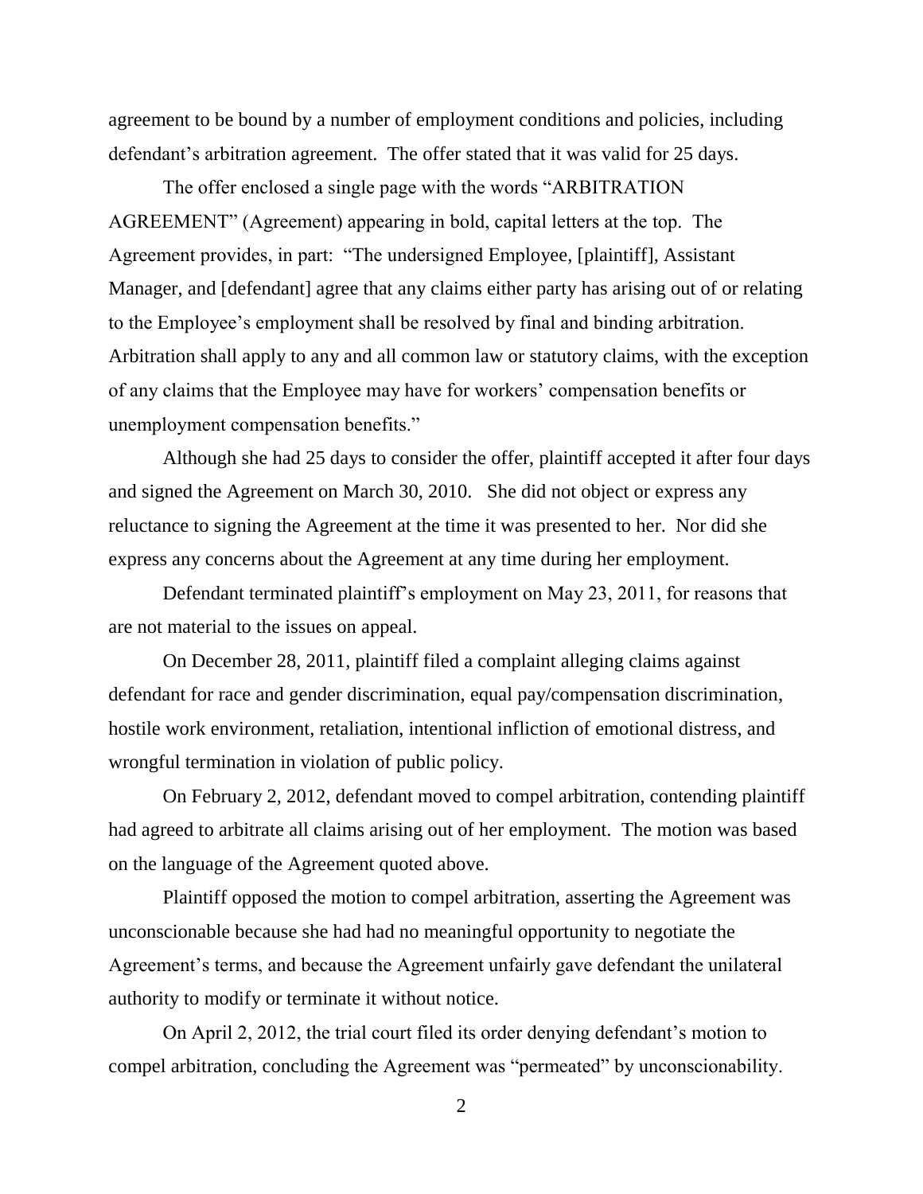agreement to be bound by a number of employment conditions and policies, including defendant's arbitration agreement. The offer stated that it was valid for 25 days.

The offer enclosed a single page with the words "ARBITRATION AGREEMENT" (Agreement) appearing in bold, capital letters at the top. The Agreement provides, in part: "The undersigned Employee, [plaintiff], Assistant Manager, and [defendant] agree that any claims either party has arising out of or relating to the Employee's employment shall be resolved by final and binding arbitration. Arbitration shall apply to any and all common law or statutory claims, with the exception of any claims that the Employee may have for workers' compensation benefits or unemployment compensation benefits."

Although she had 25 days to consider the offer, plaintiff accepted it after four days and signed the Agreement on March 30, 2010. She did not object or express any reluctance to signing the Agreement at the time it was presented to her. Nor did she express any concerns about the Agreement at any time during her employment.

Defendant terminated plaintiff's employment on May 23, 2011, for reasons that are not material to the issues on appeal.

On December 28, 2011, plaintiff filed a complaint alleging claims against defendant for race and gender discrimination, equal pay/compensation discrimination, hostile work environment, retaliation, intentional infliction of emotional distress, and wrongful termination in violation of public policy.

On February 2, 2012, defendant moved to compel arbitration, contending plaintiff had agreed to arbitrate all claims arising out of her employment. The motion was based on the language of the Agreement quoted above.

Plaintiff opposed the motion to compel arbitration, asserting the Agreement was unconscionable because she had had no meaningful opportunity to negotiate the Agreement's terms, and because the Agreement unfairly gave defendant the unilateral authority to modify or terminate it without notice.

On April 2, 2012, the trial court filed its order denying defendant's motion to compel arbitration, concluding the Agreement was "permeated" by unconscionability.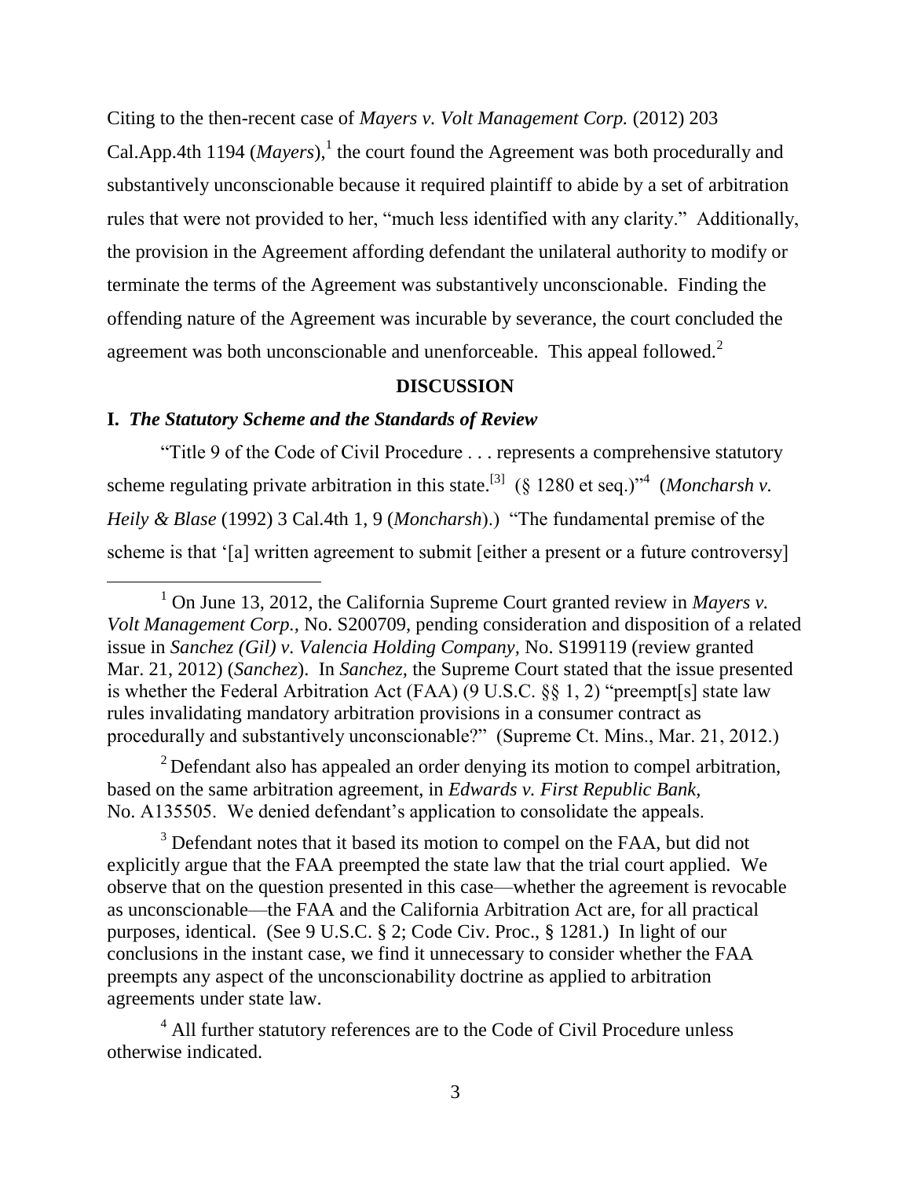Citing to the then-recent case of *Mayers v. Volt Management Corp.* (2012) 203 Cal.App.4th 1194 (*Mayers*),[1] the court found the Agreement was both procedurally and substantively unconscionable because it required plaintiff to abide by a set of arbitration rules that were not provided to her, "much less identified with any clarity." Additionally, the provision in the Agreement affording defendant the unilateral authority to modify or terminate the terms of the Agreement was substantively unconscionable. Finding the offending nature of the Agreement was incurable by severance, the court concluded the agreement was both unconscionable and unenforceable. This appeal followed.[2]

## DISCUSSION

### I. *The Statutory Scheme and the Standards of Review*

"Title 9 of the Code of Civil Procedure . . . represents a comprehensive statutory scheme regulating private arbitration in this state.[3] (§ 1280 et seq.)"[4] (*Moncharsh v. Heily & Blase* (1992) 3 Cal.4th 1, 9 (*Moncharsh*).) "The fundamental premise of the scheme is that '[a] written agreement to submit [either a present or a future controversy]

---

[1] On June 13, 2012, the California Supreme Court granted review in *Mayers v. Volt Management Corp.,* No. S200709, pending consideration and disposition of a related issue in *Sanchez (Gil) v. Valencia Holding Company,* No. S199119 (review granted Mar. 21, 2012) (*Sanchez*). In *Sanchez,* the Supreme Court stated that the issue presented is whether the Federal Arbitration Act (FAA) (9 U.S.C. §§ 1, 2) "preempt[s] state law rules invalidating mandatory arbitration provisions in a consumer contract as procedurally and substantively unconscionable?" (Supreme Ct. Mins., Mar. 21, 2012.)

[2] Defendant also has appealed an order denying its motion to compel arbitration, based on the same arbitration agreement, in *Edwards v. First Republic Bank,* No. A135505. We denied defendant's application to consolidate the appeals.

[3] Defendant notes that it based its motion to compel on the FAA, but did not explicitly argue that the FAA preempted the state law that the trial court applied. We observe that on the question presented in this case—whether the agreement is revocable as unconscionable—the FAA and the California Arbitration Act are, for all practical purposes, identical. (See 9 U.S.C. § 2; Code Civ. Proc., § 1281.) In light of our conclusions in the instant case, we find it unnecessary to consider whether the FAA preempts any aspect of the unconscionability doctrine as applied to arbitration agreements under state law.

[4] All further statutory references are to the Code of Civil Procedure unless otherwise indicated.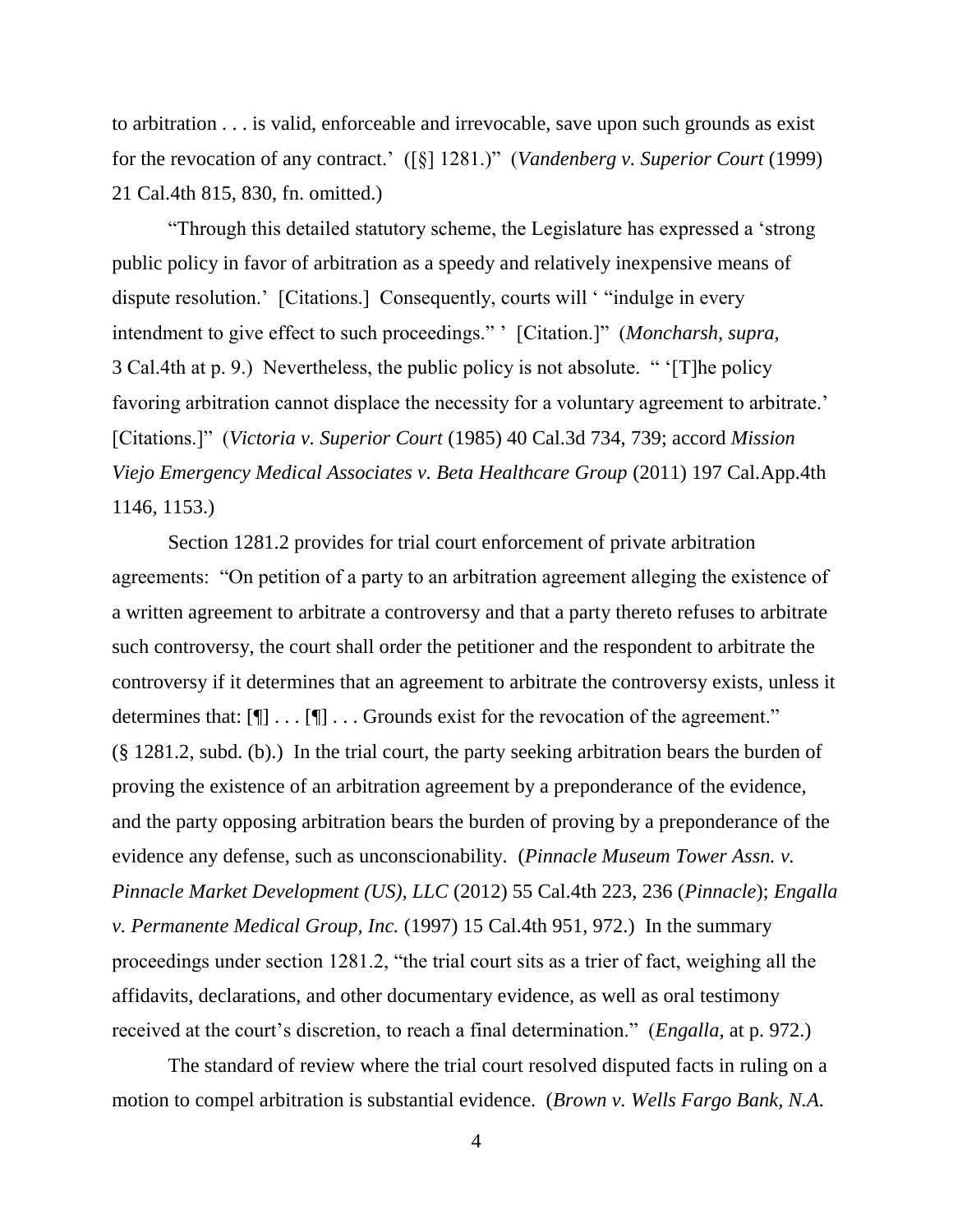to arbitration . . . is valid, enforceable and irrevocable, save upon such grounds as exist for the revocation of any contract.' ([§] 1281.)" (*Vandenberg v. Superior Court* (1999) 21 Cal.4th 815, 830, fn. omitted.)

"Through this detailed statutory scheme, the Legislature has expressed a 'strong public policy in favor of arbitration as a speedy and relatively inexpensive means of dispute resolution.' [Citations.] Consequently, courts will ' "indulge in every intendment to give effect to such proceedings." ' [Citation.]" (*Moncharsh*, *supra*, 3 Cal.4th at p. 9.) Nevertheless, the public policy is not absolute. " '[T]he policy favoring arbitration cannot displace the necessity for a voluntary agreement to arbitrate.' [Citations.]" (*Victoria v. Superior Court* (1985) 40 Cal.3d 734, 739; accord *Mission Viejo Emergency Medical Associates v. Beta Healthcare Group* (2011) 197 Cal.App.4th 1146, 1153.)

Section 1281.2 provides for trial court enforcement of private arbitration agreements: "On petition of a party to an arbitration agreement alleging the existence of a written agreement to arbitrate a controversy and that a party thereto refuses to arbitrate such controversy, the court shall order the petitioner and the respondent to arbitrate the controversy if it determines that an agreement to arbitrate the controversy exists, unless it determines that: [¶] . . . [¶] . . . Grounds exist for the revocation of the agreement." (§ 1281.2, subd. (b).) In the trial court, the party seeking arbitration bears the burden of proving the existence of an arbitration agreement by a preponderance of the evidence, and the party opposing arbitration bears the burden of proving by a preponderance of the evidence any defense, such as unconscionability. (*Pinnacle Museum Tower Assn. v. Pinnacle Market Development (US), LLC* (2012) 55 Cal.4th 223, 236 (*Pinnacle*); *Engalla v. Permanente Medical Group, Inc.* (1997) 15 Cal.4th 951, 972.) In the summary proceedings under section 1281.2, "the trial court sits as a trier of fact, weighing all the affidavits, declarations, and other documentary evidence, as well as oral testimony received at the court's discretion, to reach a final determination." (*Engalla*, at p. 972.)

The standard of review where the trial court resolved disputed facts in ruling on a motion to compel arbitration is substantial evidence. (*Brown v. Wells Fargo Bank, N.A.*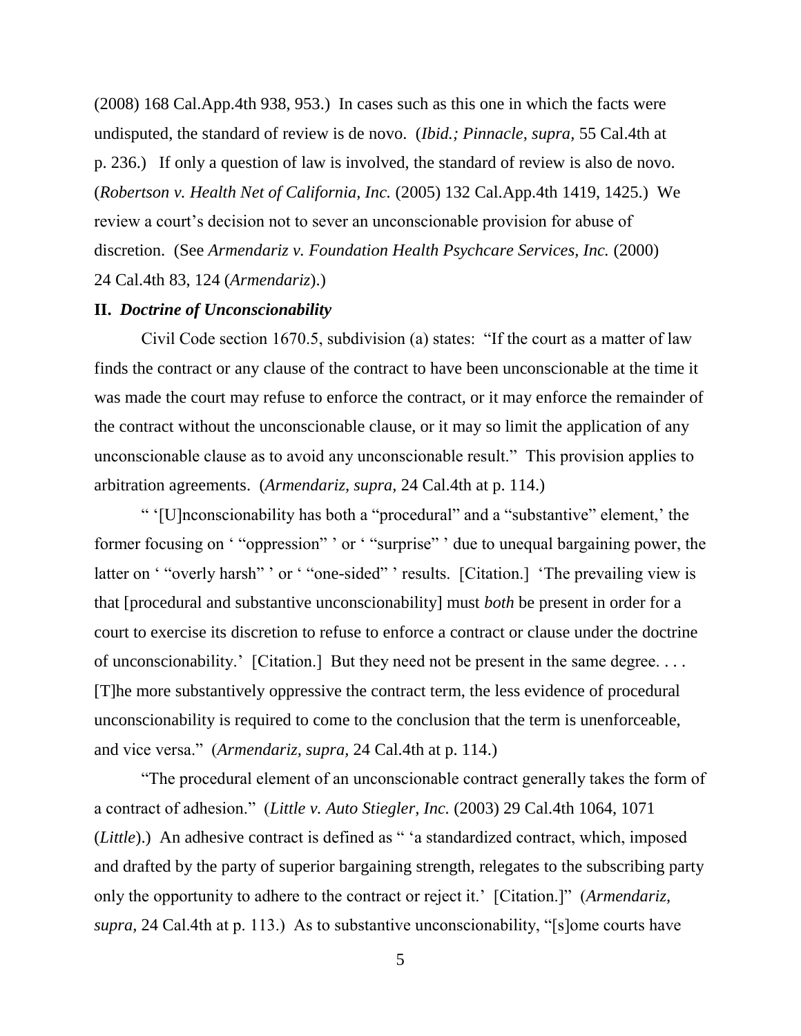(2008) 168 Cal.App.4th 938, 953.) In cases such as this one in which the facts were undisputed, the standard of review is de novo. (*Ibid.; Pinnacle, supra,* 55 Cal.4th at p. 236.) If only a question of law is involved, the standard of review is also de novo. (*Robertson v. Health Net of California, Inc.* (2005) 132 Cal.App.4th 1419, 1425.) We review a court's decision not to sever an unconscionable provision for abuse of discretion. (See *Armendariz v. Foundation Health Psychcare Services, Inc.* (2000) 24 Cal.4th 83, 124 (*Armendariz*).)

**II.** ***Doctrine of Unconscionability***

Civil Code section 1670.5, subdivision (a) states: "If the court as a matter of law finds the contract or any clause of the contract to have been unconscionable at the time it was made the court may refuse to enforce the contract, or it may enforce the remainder of the contract without the unconscionable clause, or it may so limit the application of any unconscionable clause as to avoid any unconscionable result." This provision applies to arbitration agreements. (*Armendariz, supra,* 24 Cal.4th at p. 114.)

" '[U]nconscionability has both a "procedural" and a "substantive" element,' the former focusing on ' "oppression" ' or ' "surprise" ' due to unequal bargaining power, the latter on ' "overly harsh" ' or ' "one-sided" ' results. [Citation.] 'The prevailing view is that [procedural and substantive unconscionability] must *both* be present in order for a court to exercise its discretion to refuse to enforce a contract or clause under the doctrine of unconscionability.' [Citation.] But they need not be present in the same degree. . . . [T]he more substantively oppressive the contract term, the less evidence of procedural unconscionability is required to come to the conclusion that the term is unenforceable, and vice versa." (*Armendariz, supra,* 24 Cal.4th at p. 114.)

"The procedural element of an unconscionable contract generally takes the form of a contract of adhesion." (*Little v. Auto Stiegler, Inc.* (2003) 29 Cal.4th 1064, 1071 (*Little*).) An adhesive contract is defined as " 'a standardized contract, which, imposed and drafted by the party of superior bargaining strength, relegates to the subscribing party only the opportunity to adhere to the contract or reject it.' [Citation.]" (*Armendariz, supra,* 24 Cal.4th at p. 113.) As to substantive unconscionability, "[s]ome courts have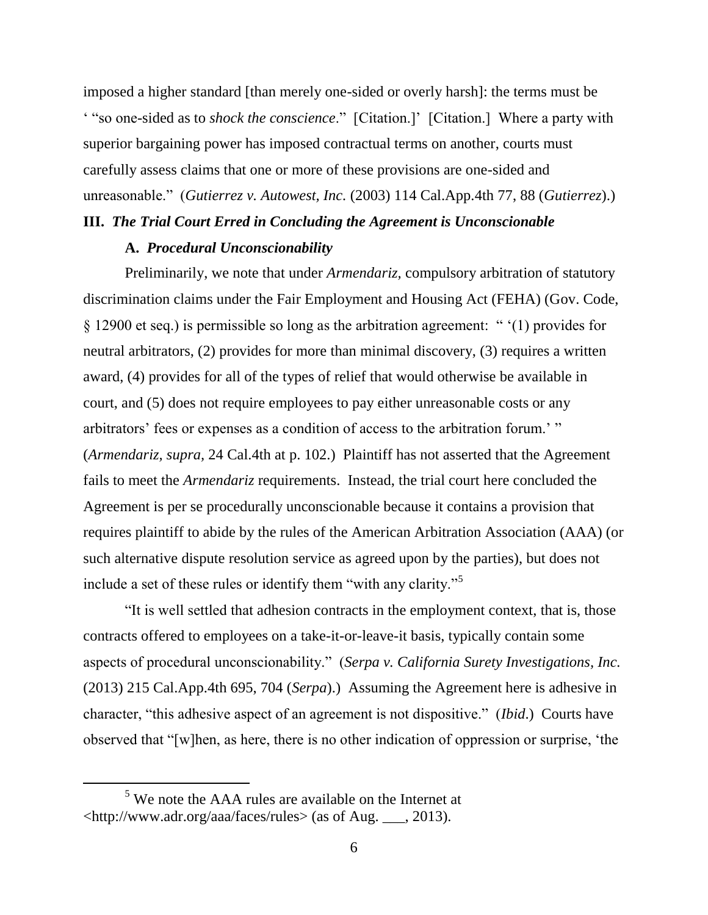imposed a higher standard [than merely one-sided or overly harsh]: the terms must be ' "so one-sided as to *shock the conscience*." [Citation.]' [Citation.] Where a party with superior bargaining power has imposed contractual terms on another, courts must carefully assess claims that one or more of these provisions are one-sided and unreasonable." (*Gutierrez v. Autowest, Inc.* (2003) 114 Cal.App.4th 77, 88 (*Gutierrez*).)

**III. *The Trial Court Erred in Concluding the Agreement is Unconscionable***

**A. *Procedural Unconscionability***

Preliminarily, we note that under *Armendariz*, compulsory arbitration of statutory discrimination claims under the Fair Employment and Housing Act (FEHA) (Gov. Code, § 12900 et seq.) is permissible so long as the arbitration agreement: " '(1) provides for neutral arbitrators, (2) provides for more than minimal discovery, (3) requires a written award, (4) provides for all of the types of relief that would otherwise be available in court, and (5) does not require employees to pay either unreasonable costs or any arbitrators' fees or expenses as a condition of access to the arbitration forum.' " (*Armendariz, supra,* 24 Cal.4th at p. 102.) Plaintiff has not asserted that the Agreement fails to meet the *Armendariz* requirements. Instead, the trial court here concluded the Agreement is per se procedurally unconscionable because it contains a provision that requires plaintiff to abide by the rules of the American Arbitration Association (AAA) (or such alternative dispute resolution service as agreed upon by the parties), but does not include a set of these rules or identify them "with any clarity."[5]

"It is well settled that adhesion contracts in the employment context, that is, those contracts offered to employees on a take-it-or-leave-it basis, typically contain some aspects of procedural unconscionability." (*Serpa v. California Surety Investigations, Inc.* (2013) 215 Cal.App.4th 695, 704 (*Serpa*).) Assuming the Agreement here is adhesive in character, "this adhesive aspect of an agreement is not dispositive." (*Ibid*.) Courts have observed that "[w]hen, as here, there is no other indication of oppression or surprise, 'the

[5] We note the AAA rules are available on the Internet at <http://www.adr.org/aaa/faces/rules> (as of Aug. ___, 2013).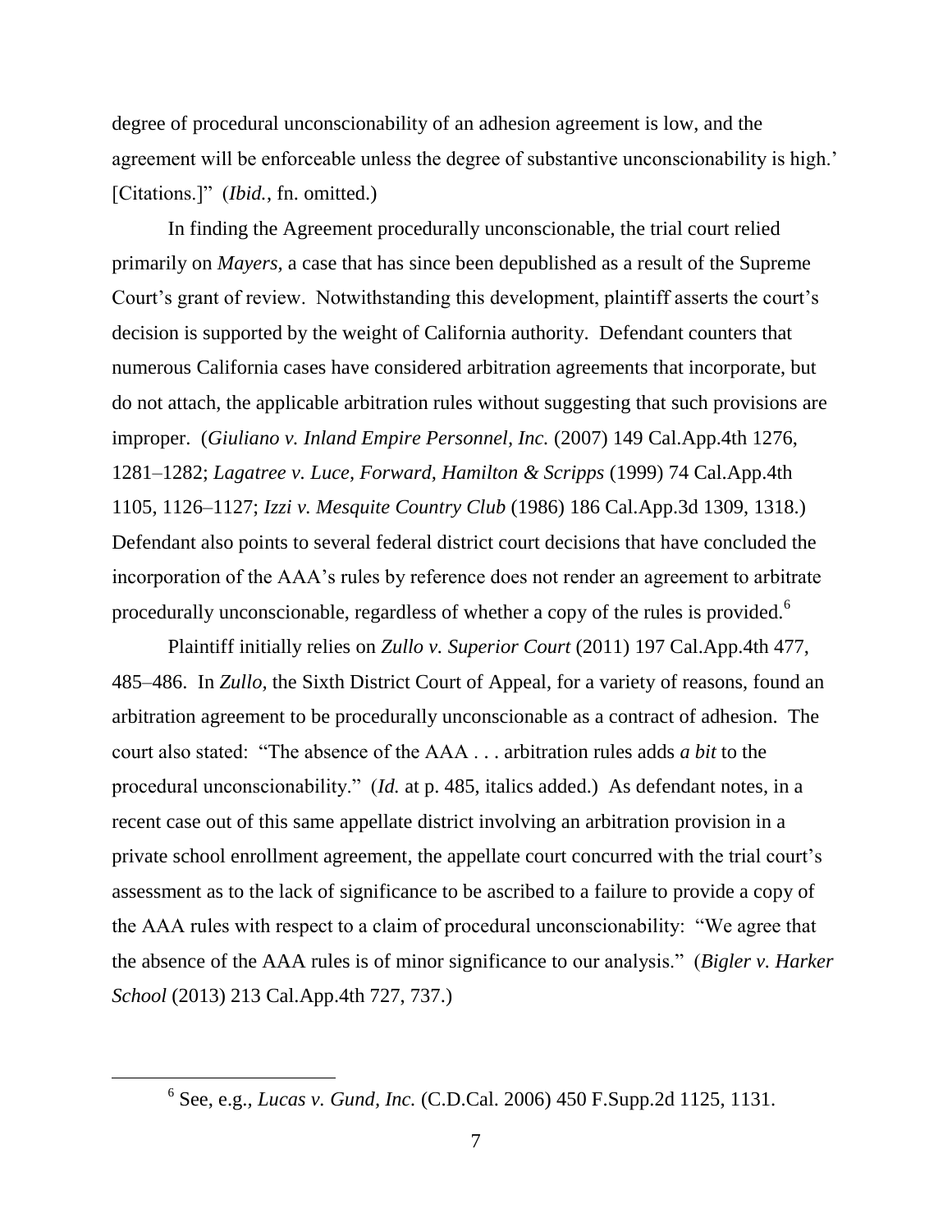degree of procedural unconscionability of an adhesion agreement is low, and the agreement will be enforceable unless the degree of substantive unconscionability is high.' [Citations.]" (*Ibid.*, fn. omitted.)

In finding the Agreement procedurally unconscionable, the trial court relied primarily on *Mayers*, a case that has since been depublished as a result of the Supreme Court's grant of review. Notwithstanding this development, plaintiff asserts the court's decision is supported by the weight of California authority. Defendant counters that numerous California cases have considered arbitration agreements that incorporate, but do not attach, the applicable arbitration rules without suggesting that such provisions are improper. (*Giuliano v. Inland Empire Personnel, Inc.* (2007) 149 Cal.App.4th 1276, 1281–1282; *Lagatree v. Luce, Forward, Hamilton & Scripps* (1999) 74 Cal.App.4th 1105, 1126–1127; *Izzi v. Mesquite Country Club* (1986) 186 Cal.App.3d 1309, 1318.) Defendant also points to several federal district court decisions that have concluded the incorporation of the AAA's rules by reference does not render an agreement to arbitrate procedurally unconscionable, regardless of whether a copy of the rules is provided.[6]

Plaintiff initially relies on *Zullo v. Superior Court* (2011) 197 Cal.App.4th 477, 485–486. In *Zullo*, the Sixth District Court of Appeal, for a variety of reasons, found an arbitration agreement to be procedurally unconscionable as a contract of adhesion. The court also stated: "The absence of the AAA . . . arbitration rules adds *a bit* to the procedural unconscionability." (*Id.* at p. 485, italics added.) As defendant notes, in a recent case out of this same appellate district involving an arbitration provision in a private school enrollment agreement, the appellate court concurred with the trial court's assessment as to the lack of significance to be ascribed to a failure to provide a copy of the AAA rules with respect to a claim of procedural unconscionability: "We agree that the absence of the AAA rules is of minor significance to our analysis." (*Bigler v. Harker School* (2013) 213 Cal.App.4th 727, 737.)

---

[6] See, e.g., *Lucas v. Gund, Inc.* (C.D.Cal. 2006) 450 F.Supp.2d 1125, 1131.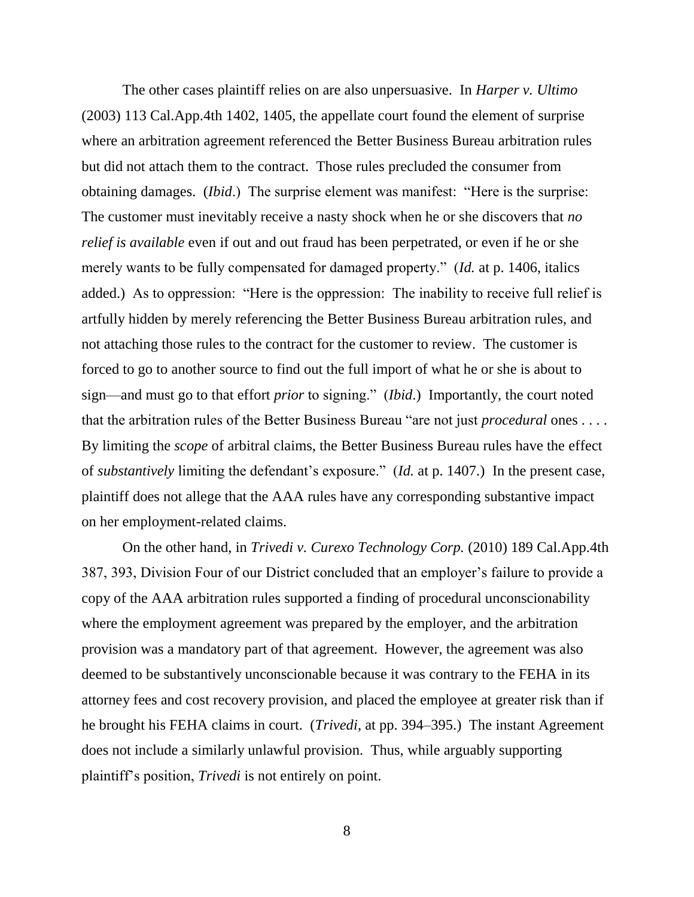The other cases plaintiff relies on are also unpersuasive. In *Harper v. Ultimo* (2003) 113 Cal.App.4th 1402, 1405, the appellate court found the element of surprise where an arbitration agreement referenced the Better Business Bureau arbitration rules but did not attach them to the contract. Those rules precluded the consumer from obtaining damages. (*Ibid*.) The surprise element was manifest: "Here is the surprise: The customer must inevitably receive a nasty shock when he or she discovers that *no relief is available* even if out and out fraud has been perpetrated, or even if he or she merely wants to be fully compensated for damaged property." (*Id.* at p. 1406, italics added.) As to oppression: "Here is the oppression: The inability to receive full relief is artfully hidden by merely referencing the Better Business Bureau arbitration rules, and not attaching those rules to the contract for the customer to review. The customer is forced to go to another source to find out the full import of what he or she is about to sign—and must go to that effort *prior* to signing." (*Ibid*.) Importantly, the court noted that the arbitration rules of the Better Business Bureau "are not just *procedural* ones . . . . By limiting the *scope* of arbitral claims, the Better Business Bureau rules have the effect of *substantively* limiting the defendant's exposure." (*Id.* at p. 1407.) In the present case, plaintiff does not allege that the AAA rules have any corresponding substantive impact on her employment-related claims.

On the other hand, in *Trivedi v. Curexo Technology Corp.* (2010) 189 Cal.App.4th 387, 393, Division Four of our District concluded that an employer's failure to provide a copy of the AAA arbitration rules supported a finding of procedural unconscionability where the employment agreement was prepared by the employer, and the arbitration provision was a mandatory part of that agreement. However, the agreement was also deemed to be substantively unconscionable because it was contrary to the FEHA in its attorney fees and cost recovery provision, and placed the employee at greater risk than if he brought his FEHA claims in court. (*Trivedi*, at pp. 394–395.) The instant Agreement does not include a similarly unlawful provision. Thus, while arguably supporting plaintiff's position, *Trivedi* is not entirely on point.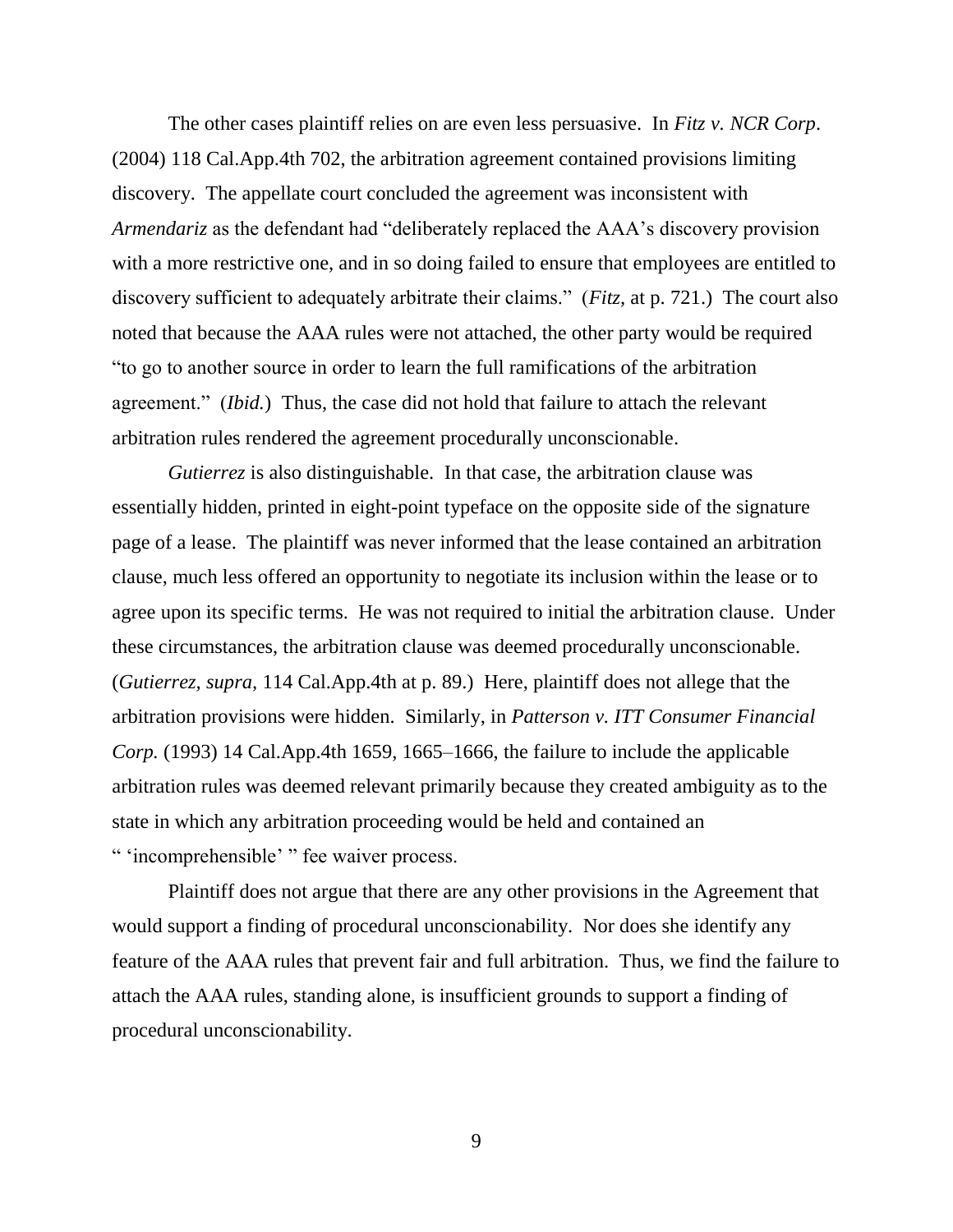The other cases plaintiff relies on are even less persuasive. In *Fitz v. NCR Corp*. (2004) 118 Cal.App.4th 702, the arbitration agreement contained provisions limiting discovery. The appellate court concluded the agreement was inconsistent with *Armendariz* as the defendant had "deliberately replaced the AAA's discovery provision with a more restrictive one, and in so doing failed to ensure that employees are entitled to discovery sufficient to adequately arbitrate their claims." (*Fitz,* at p. 721.) The court also noted that because the AAA rules were not attached, the other party would be required "to go to another source in order to learn the full ramifications of the arbitration agreement." (*Ibid.*) Thus, the case did not hold that failure to attach the relevant arbitration rules rendered the agreement procedurally unconscionable.

*Gutierrez* is also distinguishable. In that case, the arbitration clause was essentially hidden, printed in eight-point typeface on the opposite side of the signature page of a lease. The plaintiff was never informed that the lease contained an arbitration clause, much less offered an opportunity to negotiate its inclusion within the lease or to agree upon its specific terms. He was not required to initial the arbitration clause. Under these circumstances, the arbitration clause was deemed procedurally unconscionable. (*Gutierrez, supra,* 114 Cal.App.4th at p. 89.) Here, plaintiff does not allege that the arbitration provisions were hidden. Similarly, in *Patterson v. ITT Consumer Financial Corp.* (1993) 14 Cal.App.4th 1659, 1665–1666, the failure to include the applicable arbitration rules was deemed relevant primarily because they created ambiguity as to the state in which any arbitration proceeding would be held and contained an " 'incomprehensible' " fee waiver process.

Plaintiff does not argue that there are any other provisions in the Agreement that would support a finding of procedural unconscionability. Nor does she identify any feature of the AAA rules that prevent fair and full arbitration. Thus, we find the failure to attach the AAA rules, standing alone, is insufficient grounds to support a finding of procedural unconscionability.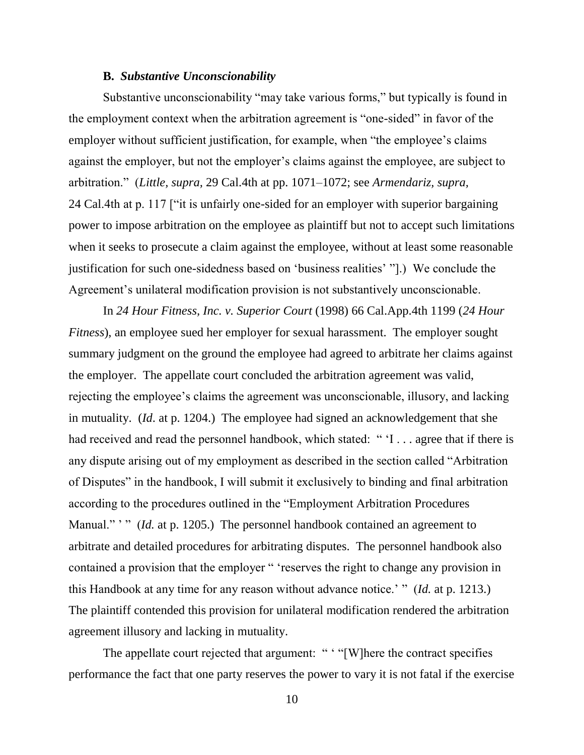### B. *Substantive Unconscionability*

Substantive unconscionability "may take various forms," but typically is found in the employment context when the arbitration agreement is "one-sided" in favor of the employer without sufficient justification, for example, when "the employee's claims against the employer, but not the employer's claims against the employee, are subject to arbitration." (*Little, supra,* 29 Cal.4th at pp. 1071–1072; see *Armendariz, supra,* 24 Cal.4th at p. 117 ["it is unfairly one-sided for an employer with superior bargaining power to impose arbitration on the employee as plaintiff but not to accept such limitations when it seeks to prosecute a claim against the employee, without at least some reasonable justification for such one-sidedness based on 'business realities' "].) We conclude the Agreement's unilateral modification provision is not substantively unconscionable.

In *24 Hour Fitness, Inc. v. Superior Court* (1998) 66 Cal.App.4th 1199 (*24 Hour Fitness*), an employee sued her employer for sexual harassment. The employer sought summary judgment on the ground the employee had agreed to arbitrate her claims against the employer. The appellate court concluded the arbitration agreement was valid, rejecting the employee's claims the agreement was unconscionable, illusory, and lacking in mutuality. (*Id*. at p. 1204.) The employee had signed an acknowledgement that she had received and read the personnel handbook, which stated: " 'I . . . agree that if there is any dispute arising out of my employment as described in the section called "Arbitration of Disputes" in the handbook, I will submit it exclusively to binding and final arbitration according to the procedures outlined in the "Employment Arbitration Procedures Manual." ' " (*Id.* at p. 1205.) The personnel handbook contained an agreement to arbitrate and detailed procedures for arbitrating disputes. The personnel handbook also contained a provision that the employer " 'reserves the right to change any provision in this Handbook at any time for any reason without advance notice.' " (*Id.* at p. 1213.) The plaintiff contended this provision for unilateral modification rendered the arbitration agreement illusory and lacking in mutuality.

The appellate court rejected that argument: " ' "[W]here the contract specifies performance the fact that one party reserves the power to vary it is not fatal if the exercise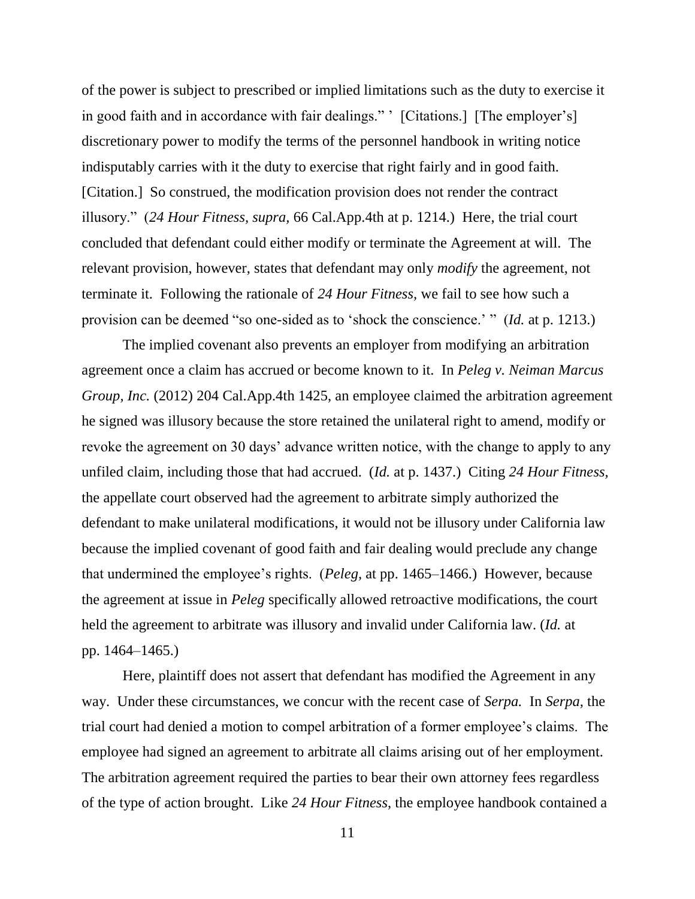of the power is subject to prescribed or implied limitations such as the duty to exercise it in good faith and in accordance with fair dealings." ' [Citations.] [The employer's] discretionary power to modify the terms of the personnel handbook in writing notice indisputably carries with it the duty to exercise that right fairly and in good faith. [Citation.] So construed, the modification provision does not render the contract illusory." (*24 Hour Fitness, supra,* 66 Cal.App.4th at p. 1214.) Here, the trial court concluded that defendant could either modify or terminate the Agreement at will. The relevant provision, however, states that defendant may only *modify* the agreement, not terminate it. Following the rationale of *24 Hour Fitness*, we fail to see how such a provision can be deemed "so one-sided as to 'shock the conscience.' " (*Id.* at p. 1213.)

The implied covenant also prevents an employer from modifying an arbitration agreement once a claim has accrued or become known to it. In *Peleg v. Neiman Marcus Group, Inc.* (2012) 204 Cal.App.4th 1425, an employee claimed the arbitration agreement he signed was illusory because the store retained the unilateral right to amend, modify or revoke the agreement on 30 days' advance written notice, with the change to apply to any unfiled claim, including those that had accrued. (*Id.* at p. 1437.) Citing *24 Hour Fitness*, the appellate court observed had the agreement to arbitrate simply authorized the defendant to make unilateral modifications, it would not be illusory under California law because the implied covenant of good faith and fair dealing would preclude any change that undermined the employee's rights. (*Peleg,* at pp. 1465–1466.) However, because the agreement at issue in *Peleg* specifically allowed retroactive modifications, the court held the agreement to arbitrate was illusory and invalid under California law. (*Id.* at pp. 1464–1465.)

Here, plaintiff does not assert that defendant has modified the Agreement in any way. Under these circumstances, we concur with the recent case of *Serpa.* In *Serpa*, the trial court had denied a motion to compel arbitration of a former employee's claims. The employee had signed an agreement to arbitrate all claims arising out of her employment. The arbitration agreement required the parties to bear their own attorney fees regardless of the type of action brought. Like *24 Hour Fitness*, the employee handbook contained a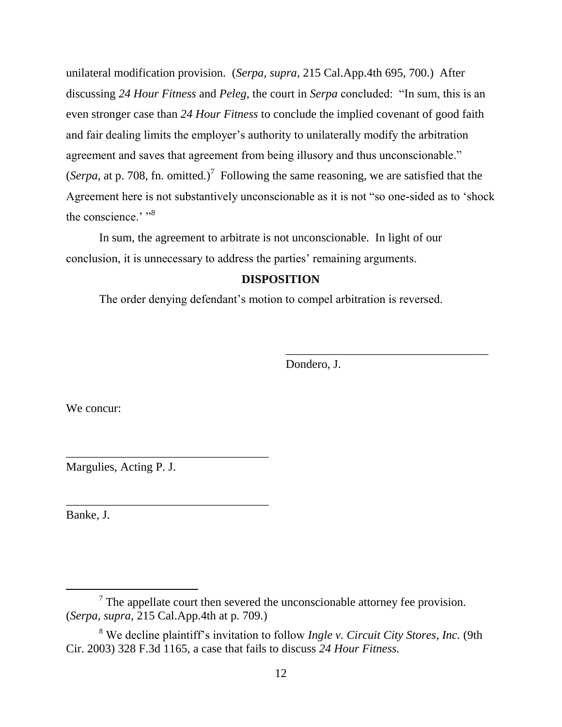unilateral modification provision. (*Serpa*, *supra*, 215 Cal.App.4th 695, 700.) After discussing *24 Hour Fitness* and *Peleg,* the court in *Serpa* concluded: "In sum, this is an even stronger case than *24 Hour Fitness* to conclude the implied covenant of good faith and fair dealing limits the employer's authority to unilaterally modify the arbitration agreement and saves that agreement from being illusory and thus unconscionable." (*Serpa,* at p. 708, fn. omitted.)[7] Following the same reasoning, we are satisfied that the Agreement here is not substantively unconscionable as it is not "so one-sided as to 'shock the conscience.' "[8]

In sum, the agreement to arbitrate is not unconscionable. In light of our conclusion, it is unnecessary to address the parties' remaining arguments.

**DISPOSITION**

The order denying defendant's motion to compel arbitration is reversed.

\_\_\_\_\_\_\_\_\_\_\_\_\_\_\_\_\_\_\_\_\_\_\_\_\_\_\_\_\_\_\_\_\_\_\_
Dondero, J.

We concur:

\_\_\_\_\_\_\_\_\_\_\_\_\_\_\_\_\_\_\_\_\_\_\_\_\_\_\_\_\_\_\_\_\_\_\_
Margulies, Acting P. J.

\_\_\_\_\_\_\_\_\_\_\_\_\_\_\_\_\_\_\_\_\_\_\_\_\_\_\_\_\_\_\_\_\_\_\_
Banke, J.

---

[7] The appellate court then severed the unconscionable attorney fee provision. (*Serpa, supra,* 215 Cal.App.4th at p. 709.)

[8] We decline plaintiff's invitation to follow *Ingle v. Circuit City Stores, Inc.* (9th Cir. 2003) 328 F.3d 1165, a case that fails to discuss *24 Hour Fitness.*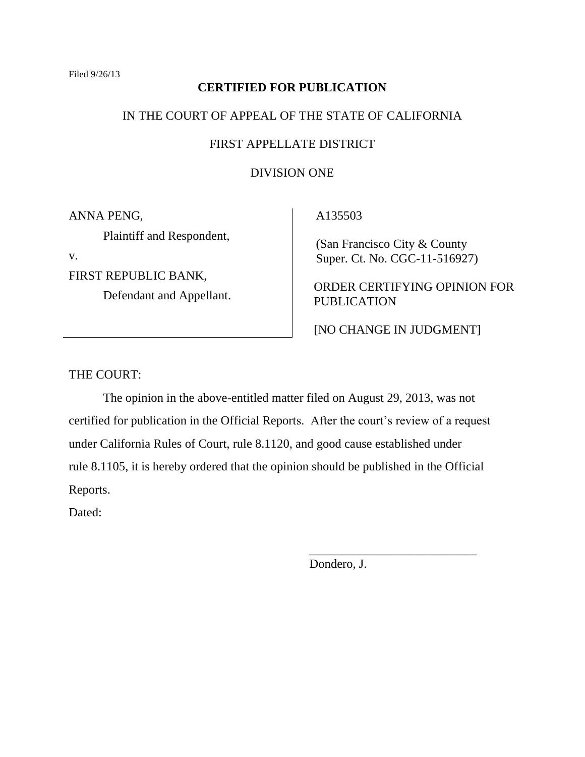Filed 9/26/13

**CERTIFIED FOR PUBLICATION**

IN THE COURT OF APPEAL OF THE STATE OF CALIFORNIA

FIRST APPELLATE DISTRICT

DIVISION ONE

| | |
|---|---|
| ANNA PENG,<br>Plaintiff and Respondent,<br>v.<br>FIRST REPUBLIC BANK,<br>Defendant and Appellant. | A135503<br><br>(San Francisco City & County Super. Ct. No. CGC-11-516927)<br><br>ORDER CERTIFYING OPINION FOR PUBLICATION<br><br>[NO CHANGE IN JUDGMENT] |

THE COURT:

The opinion in the above-entitled matter filed on August 29, 2013, was not certified for publication in the Official Reports. After the court's review of a request under California Rules of Court, rule 8.1120, and good cause established under rule 8.1105, it is hereby ordered that the opinion should be published in the Official Reports.

Dated:

\_\_\_\_\_\_\_\_\_\_\_\_\_\_\_\_\_\_\_\_\_\_\_\_\_\_\_\_

Dondero, J.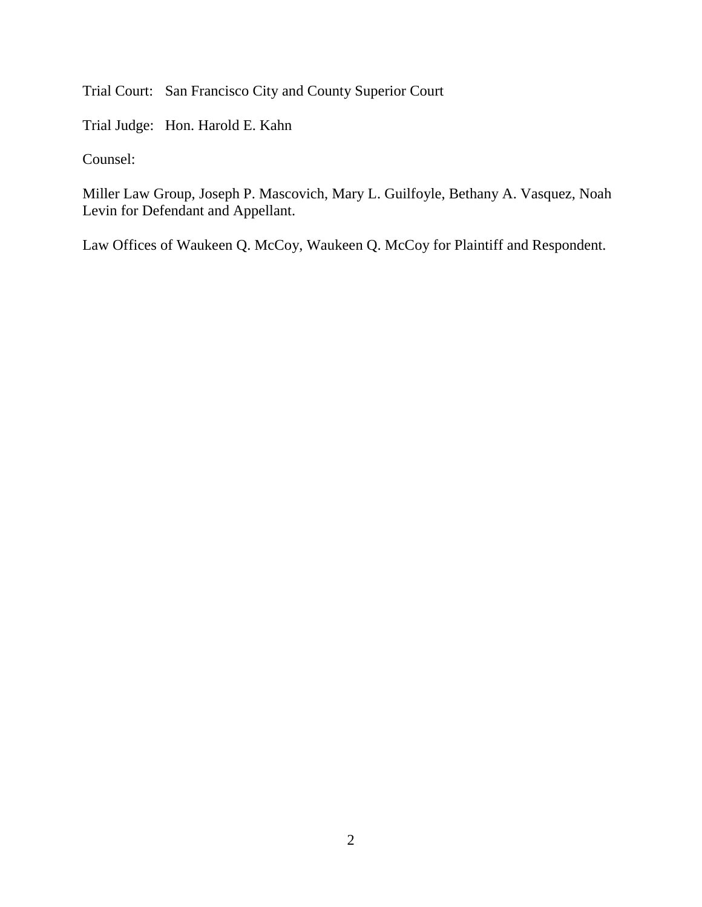Trial Court: San Francisco City and County Superior Court

Trial Judge: Hon. Harold E. Kahn

Counsel:

Miller Law Group, Joseph P. Mascovich, Mary L. Guilfoyle, Bethany A. Vasquez, Noah Levin for Defendant and Appellant.

Law Offices of Waukeen Q. McCoy, Waukeen Q. McCoy for Plaintiff and Respondent.